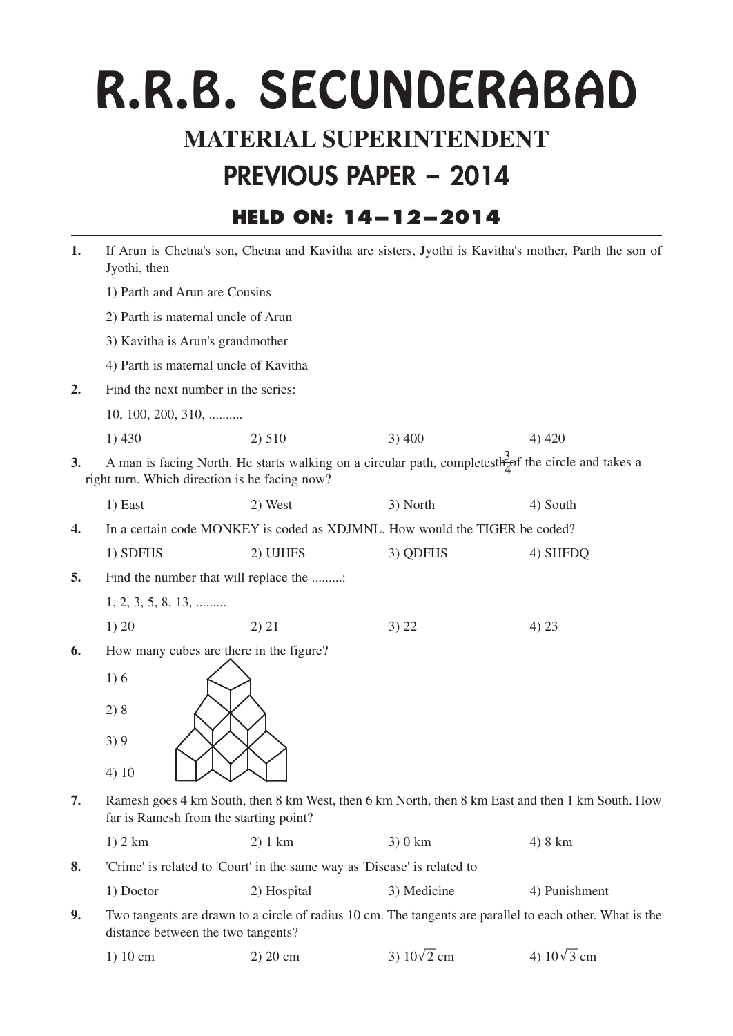# R.R.B. SECUNDERABAD

## MATERIAL SUPERINTENDENT

## PREVIOUS PAPER – 2014

### HELD ON: 14–12–2014

**1.** If Arun is Chetna's son, Chetna and Kavitha are sisters, Jyothi is Kavitha's mother, Parth the son of Jyothi, then

1) Parth and Arun are Cousins

2) Parth is maternal uncle of Arun

3) Kavitha is Arun's grandmother

4) Parth is maternal uncle of Kavitha

**2.** Find the next number in the series:

10, 100, 200, 310, ..........

1) 430 2) 510 3) 400 4) 420

**3.** A man is facing North. He starts walking on a circular path, completes $\frac{3}{4}$th of the circle and takes a right turn. Which direction is he facing now?

1) East 2) West 3) North 4) South

**4.** In a certain code MONKEY is coded as XDJMNL. How would the TIGER be coded?

1) SDFHS 2) UJHFS 3) QDFHS 4) SHFDQ

**5.** Find the number that will replace the .........:

1, 2, 3, 5, 8, 13, .........

1) 20 2) 21 3) 22 4) 23

**6.** How many cubes are there in the figure?

1) 6

2) 8

3) 9

4) 10

**7.** Ramesh goes 4 km South, then 8 km West, then 6 km North, then 8 km East and then 1 km South. How far is Ramesh from the starting point?

1) 2 km 2) 1 km 3) 0 km 4) 8 km

**8.** 'Crime' is related to 'Court' in the same way as 'Disease' is related to

1) Doctor 2) Hospital 3) Medicine 4) Punishment

**9.** Two tangents are drawn to a circle of radius 10 cm. The tangents are parallel to each other. What is the distance between the two tangents?

1) 10 cm 2) 20 cm 3) $10\sqrt{2}$ cm 4) $10\sqrt{3}$ cm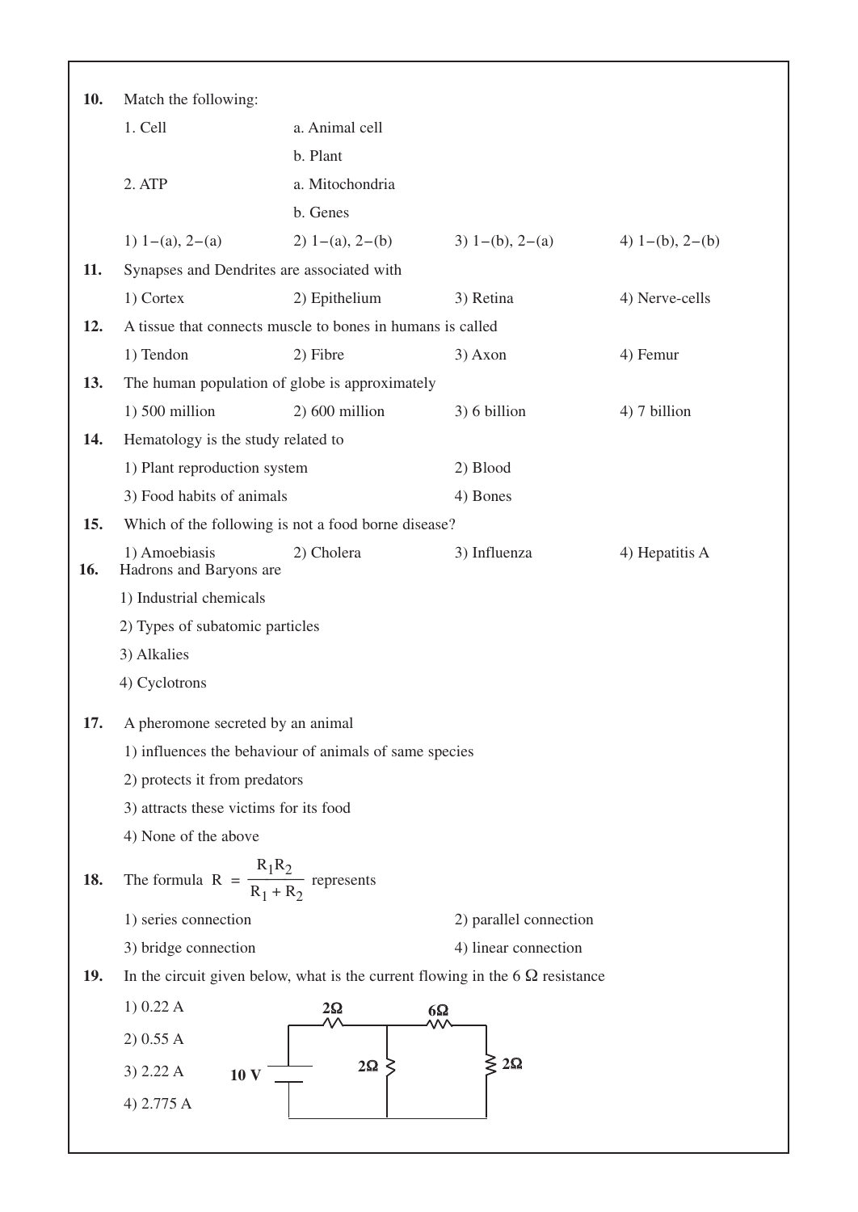**10.** Match the following:

| | | | |
|---|---|---|---|
| 1. Cell | a. Animal cell | | |
| | b. Plant | | |
| 2. ATP | a. Mitochondria | | |
| | b. Genes | | |
| 1) 1−(a), 2−(a) | 2) 1−(a), 2−(b) | 3) 1−(b), 2−(a) | 4) 1−(b), 2−(b) |

**11.** Synapses and Dendrites are associated with

1) Cortex  2) Epithelium  3) Retina  4) Nerve-cells

**12.** A tissue that connects muscle to bones in humans is called

1) Tendon  2) Fibre  3) Axon  4) Femur

**13.** The human population of globe is approximately

1) 500 million  2) 600 million  3) 6 billion  4) 7 billion

**14.** Hematology is the study related to

1) Plant reproduction system  2) Blood

3) Food habits of animals  4) Bones

**15.** Which of the following is not a food borne disease?

1) Amoebiasis  2) Cholera  3) Influenza  4) Hepatitis A

**16.** Hadrons and Baryons are

1) Industrial chemicals

2) Types of subatomic particles

3) Alkalies

4) Cyclotrons

**17.** A pheromone secreted by an animal

1) influences the behaviour of animals of same species

2) protects it from predators

3) attracts these victims for its food

4) None of the above

**18.** The formula $R = \dfrac{R_1 R_2}{R_1 + R_2}$ represents

1) series connection  2) parallel connection

3) bridge connection  4) linear connection

**19.** In the circuit given below, what is the current flowing in the 6 Ω resistance

1) 0.22 A

2) 0.55 A

3) 2.22 A

4) 2.775 A

10 V  2Ω  6Ω  2Ω  2Ω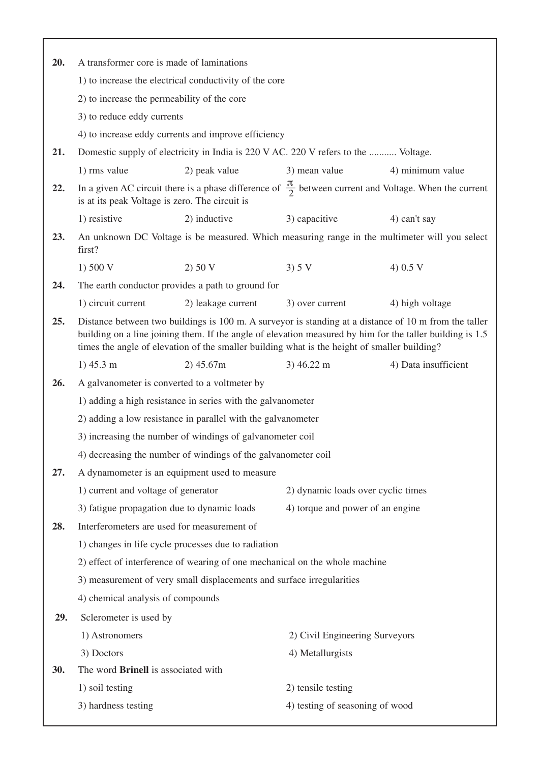**20.** A transformer core is made of laminations

1) to increase the electrical conductivity of the core

2) to increase the permeability of the core

3) to reduce eddy currents

4) to increase eddy currents and improve efficiency

**21.** Domestic supply of electricity in India is 220 V AC. 220 V refers to the ........... Voltage.

1) rms value
2) peak value
3) mean value
4) minimum value

**22.** In a given AC circuit there is a phase difference of $\frac{\pi}{2}$ between current and Voltage. When the current is at its peak Voltage is zero. The circuit is

1) resistive
2) inductive
3) capacitive
4) can't say

**23.** An unknown DC Voltage is be measured. Which measuring range in the multimeter will you select first?

1) 500 V
2) 50 V
3) 5 V
4) 0.5 V

**24.** The earth conductor provides a path to ground for

1) circuit current
2) leakage current
3) over current
4) high voltage

**25.** Distance between two buildings is 100 m. A surveyor is standing at a distance of 10 m from the taller building on a line joining them. If the angle of elevation measured by him for the taller building is 1.5 times the angle of elevation of the smaller building what is the height of smaller building?

1) 45.3 m
2) 45.67m
3) 46.22 m
4) Data insufficient

**26.** A galvanometer is converted to a voltmeter by

1) adding a high resistance in series with the galvanometer

2) adding a low resistance in parallel with the galvanometer

3) increasing the number of windings of galvanometer coil

4) decreasing the number of windings of the galvanometer coil

**27.** A dynamometer is an equipment used to measure

1) current and voltage of generator
2) dynamic loads over cyclic times
3) fatigue propagation due to dynamic loads
4) torque and power of an engine

**28.** Interferometers are used for measurement of

1) changes in life cycle processes due to radiation

2) effect of interference of wearing of one mechanical on the whole machine

3) measurement of very small displacements and surface irregularities

4) chemical analysis of compounds

**29.** Sclerometer is used by

1) Astronomers
2) Civil Engineering Surveyors
3) Doctors
4) Metallurgists

**30.** The word **Brinell** is associated with

1) soil testing
2) tensile testing
3) hardness testing
4) testing of seasoning of wood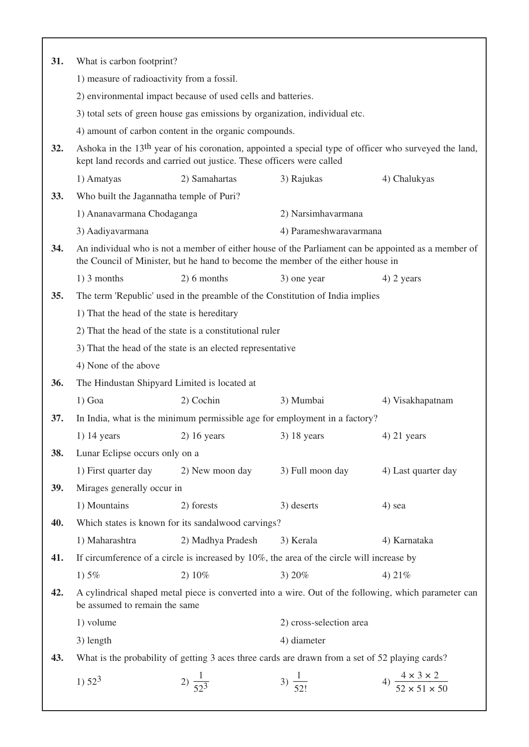**31.** What is carbon footprint?

1) measure of radioactivity from a fossil.

2) environmental impact because of used cells and batteries.

3) total sets of green house gas emissions by organization, individual etc.

4) amount of carbon content in the organic compounds.

**32.** Ashoka in the 13th year of his coronation, appointed a special type of officer who surveyed the land, kept land records and carried out justice. These officers were called

1) Amatyas 2) Samahartas 3) Rajukas 4) Chalukyas

**33.** Who built the Jagannatha temple of Puri?

1) Ananavarmana Chodaganga 2) Narsimhavarmana

3) Aadiyavarmana 4) Parameshwaravarmana

**34.** An individual who is not a member of either house of the Parliament can be appointed as a member of the Council of Minister, but he hand to become the member of the either house in

1) 3 months 2) 6 months 3) one year 4) 2 years

**35.** The term 'Republic' used in the preamble of the Constitution of India implies

1) That the head of the state is hereditary

2) That the head of the state is a constitutional ruler

3) That the head of the state is an elected representative

4) None of the above

**36.** The Hindustan Shipyard Limited is located at

1) Goa 2) Cochin 3) Mumbai 4) Visakhapatnam

**37.** In India, what is the minimum permissible age for employment in a factory?

1) 14 years 2) 16 years 3) 18 years 4) 21 years

**38.** Lunar Eclipse occurs only on a

1) First quarter day 2) New moon day 3) Full moon day 4) Last quarter day

**39.** Mirages generally occur in

1) Mountains 2) forests 3) deserts 4) sea

**40.** Which states is known for its sandalwood carvings?

1) Maharashtra 2) Madhya Pradesh 3) Kerala 4) Karnataka

**41.** If circumference of a circle is increased by 10%, the area of the circle will increase by

1) 5% 2) 10% 3) 20% 4) 21%

**42.** A cylindrical shaped metal piece is converted into a wire. Out of the following, which parameter can be assumed to remain the same

1) volume 2) cross-selection area

3) length 4) diameter

**43.** What is the probability of getting 3 aces three cards are drawn from a set of 52 playing cards?

1) $52^3$ 2) $\frac{1}{52^3}$ 3) $\frac{1}{52!}$ 4) $\frac{4 \times 3 \times 2}{52 \times 51 \times 50}$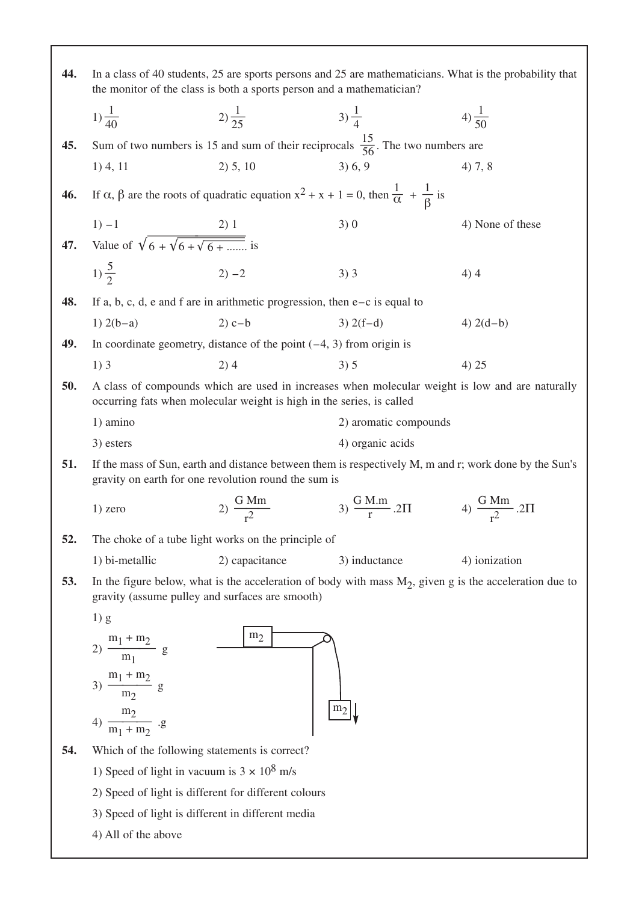**44.** In a class of 40 students, 25 are sports persons and 25 are mathematicians. What is the probability that the monitor of the class is both a sports person and a mathematician?

1) $\frac{1}{40}$ 2) $\frac{1}{25}$ 3) $\frac{1}{4}$ 4) $\frac{1}{50}$

**45.** Sum of two numbers is 15 and sum of their reciprocals $\frac{15}{56}$. The two numbers are

1) 4, 11 2) 5, 10 3) 6, 9 4) 7, 8

**46.** If $\alpha$, $\beta$ are the roots of quadratic equation $x^2 + x + 1 = 0$, then $\frac{1}{\alpha} + \frac{1}{\beta}$ is

1) $-1$ 2) 1 3) 0 4) None of these

**47.** Value of $\sqrt{6 + \sqrt{6 + \sqrt{6 + .......}}}$ is

1) $\frac{5}{2}$ 2) $-2$ 3) 3 4) 4

**48.** If a, b, c, d, e and f are in arithmetic progression, then $e-c$ is equal to

1) $2(b-a)$ 2) $c-b$ 3) $2(f-d)$ 4) $2(d-b)$

**49.** In coordinate geometry, distance of the point $(-4, 3)$ from origin is

1) 3 2) 4 3) 5 4) 25

**50.** A class of compounds which are used in increases when molecular weight is low and are naturally occurring fats when molecular weight is high in the series, is called

1) amino 2) aromatic compounds

3) esters 4) organic acids

**51.** If the mass of Sun, earth and distance between them is respectively M, m and r; work done by the Sun's gravity on earth for one revolution round the sum is

1) zero 2) $\frac{G\,Mm}{r^2}$ 3) $\frac{G\,M.m}{r}.2\Pi$ 4) $\frac{G\,Mm}{r^2}.2\Pi$

**52.** The choke of a tube light works on the principle of

1) bi-metallic 2) capacitance 3) inductance 4) ionization

**53.** In the figure below, what is the acceleration of body with mass $M_2$, given g is the acceleration due to gravity (assume pulley and surfaces are smooth)

1) g

2) $\frac{m_1 + m_2}{m_1}$ g

3) $\frac{m_1 + m_2}{m_2}$ g

4) $\frac{m_2}{m_1 + m_2}$ .g

**54.** Which of the following statements is correct?

1) Speed of light in vacuum is $3 \times 10^8$ m/s

2) Speed of light is different for different colours

3) Speed of light is different in different media

4) All of the above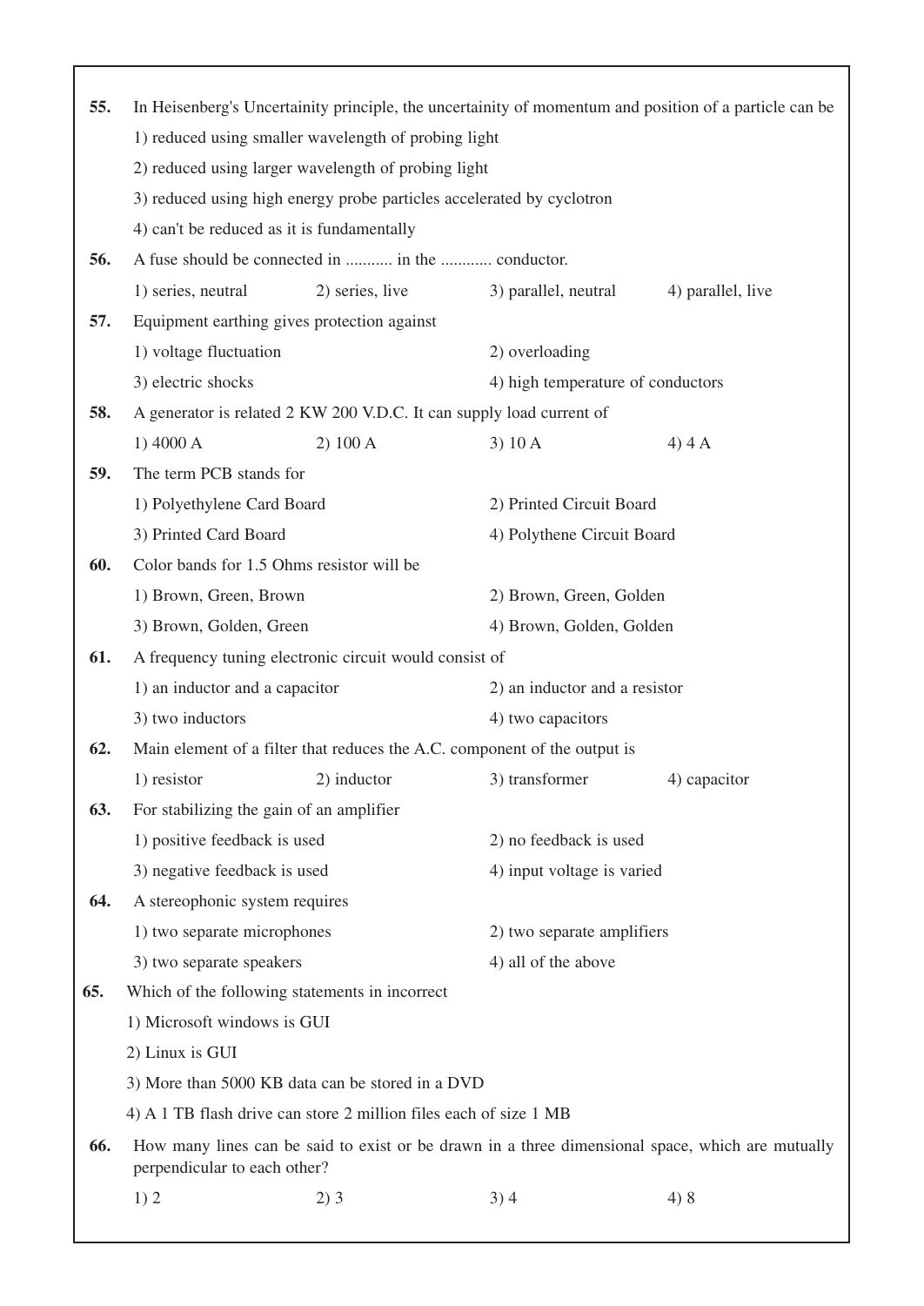**55.** In Heisenberg's Uncertainity principle, the uncertainity of momentum and position of a particle can be

1) reduced using smaller wavelength of probing light

2) reduced using larger wavelength of probing light

3) reduced using high energy probe particles accelerated by cyclotron

4) can't be reduced as it is fundamentally

**56.** A fuse should be connected in ........... in the ............ conductor.

1) series, neutral  2) series, live  3) parallel, neutral  4) parallel, live

**57.** Equipment earthing gives protection against

1) voltage fluctuation  2) overloading

3) electric shocks  4) high temperature of conductors

**58.** A generator is related 2 KW 200 V.D.C. It can supply load current of

1) 4000 A  2) 100 A  3) 10 A  4) 4 A

**59.** The term PCB stands for

1) Polyethylene Card Board  2) Printed Circuit Board

3) Printed Card Board  4) Polythene Circuit Board

**60.** Color bands for 1.5 Ohms resistor will be

1) Brown, Green, Brown  2) Brown, Green, Golden

3) Brown, Golden, Green  4) Brown, Golden, Golden

**61.** A frequency tuning electronic circuit would consist of

1) an inductor and a capacitor  2) an inductor and a resistor

3) two inductors  4) two capacitors

**62.** Main element of a filter that reduces the A.C. component of the output is

1) resistor  2) inductor  3) transformer  4) capacitor

**63.** For stabilizing the gain of an amplifier

1) positive feedback is used  2) no feedback is used

3) negative feedback is used  4) input voltage is varied

**64.** A stereophonic system requires

1) two separate microphones  2) two separate amplifiers

3) two separate speakers  4) all of the above

**65.** Which of the following statements in incorrect

1) Microsoft windows is GUI

2) Linux is GUI

3) More than 5000 KB data can be stored in a DVD

4) A 1 TB flash drive can store 2 million files each of size 1 MB

**66.** How many lines can be said to exist or be drawn in a three dimensional space, which are mutually perpendicular to each other?

1) 2  2) 3  3) 4  4) 8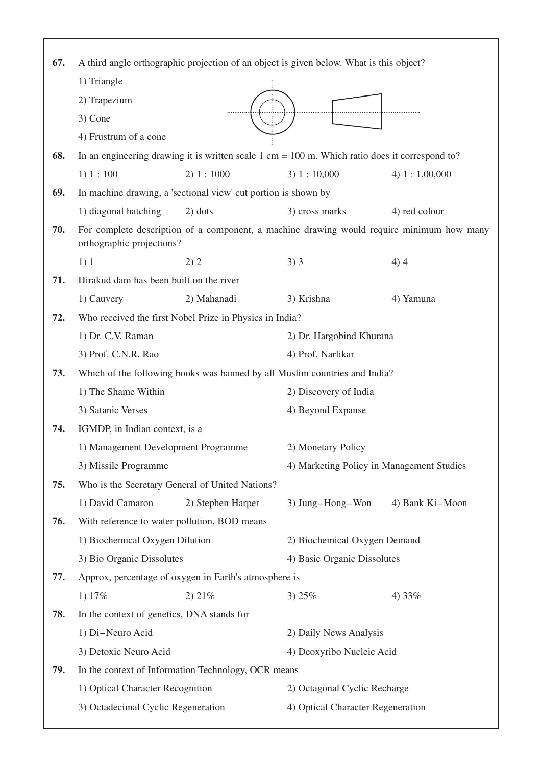**67.** A third angle orthographic projection of an object is given below. What is this object?

1) Triangle

2) Trapezium

3) Cone

4) Frustrum of a cone

**68.** In an engineering drawing it is written scale 1 cm = 100 m. Which ratio does it correspond to?

1) 1 : 100 &nbsp;&nbsp;&nbsp; 2) 1 : 1000 &nbsp;&nbsp;&nbsp; 3) 1 : 10,000 &nbsp;&nbsp;&nbsp; 4) 1 : 1,00,000

**69.** In machine drawing, a 'sectional view' cut portion is shown by

1) diagonal hatching &nbsp;&nbsp;&nbsp; 2) dots &nbsp;&nbsp;&nbsp; 3) cross marks &nbsp;&nbsp;&nbsp; 4) red colour

**70.** For complete description of a component, a machine drawing would require minimum how many orthographic projections?

1) 1 &nbsp;&nbsp;&nbsp; 2) 2 &nbsp;&nbsp;&nbsp; 3) 3 &nbsp;&nbsp;&nbsp; 4) 4

**71.** Hirakud dam has been built on the river

1) Cauvery &nbsp;&nbsp;&nbsp; 2) Mahanadi &nbsp;&nbsp;&nbsp; 3) Krishna &nbsp;&nbsp;&nbsp; 4) Yamuna

**72.** Who received the first Nobel Prize in Physics in India?

1) Dr. C.V. Raman &nbsp;&nbsp;&nbsp; 2) Dr. Hargobind Khurana

3) Prof. C.N.R. Rao &nbsp;&nbsp;&nbsp; 4) Prof. Narlikar

**73.** Which of the following books was banned by all Muslim countries and India?

1) The Shame Within &nbsp;&nbsp;&nbsp; 2) Discovery of India

3) Satanic Verses &nbsp;&nbsp;&nbsp; 4) Beyond Expanse

**74.** IGMDP, in Indian context, is a

1) Management Development Programme &nbsp;&nbsp;&nbsp; 2) Monetary Policy

3) Missile Programme &nbsp;&nbsp;&nbsp; 4) Marketing Policy in Management Studies

**75.** Who is the Secretary General of United Nations?

1) David Camaron &nbsp;&nbsp;&nbsp; 2) Stephen Harper &nbsp;&nbsp;&nbsp; 3) Jung–Hong–Won &nbsp;&nbsp;&nbsp; 4) Bank Ki–Moon

**76.** With reference to water pollution, BOD means

1) Biochemical Oxygen Dilution &nbsp;&nbsp;&nbsp; 2) Biochemical Oxygen Demand

3) Bio Organic Dissolutes &nbsp;&nbsp;&nbsp; 4) Basic Organic Dissolutes

**77.** Approx, percentage of oxygen in Earth's atmosphere is

1) 17% &nbsp;&nbsp;&nbsp; 2) 21% &nbsp;&nbsp;&nbsp; 3) 25% &nbsp;&nbsp;&nbsp; 4) 33%

**78.** In the context of genetics, DNA stands for

1) Di–Neuro Acid &nbsp;&nbsp;&nbsp; 2) Daily News Analysis

3) Detoxic Neuro Acid &nbsp;&nbsp;&nbsp; 4) Deoxyribo Nucleic Acid

**79.** In the context of Information Technology, OCR means

1) Optical Character Recognition &nbsp;&nbsp;&nbsp; 2) Octagonal Cyclic Recharge

3) Octadecimal Cyclic Regeneration &nbsp;&nbsp;&nbsp; 4) Optical Character Regeneration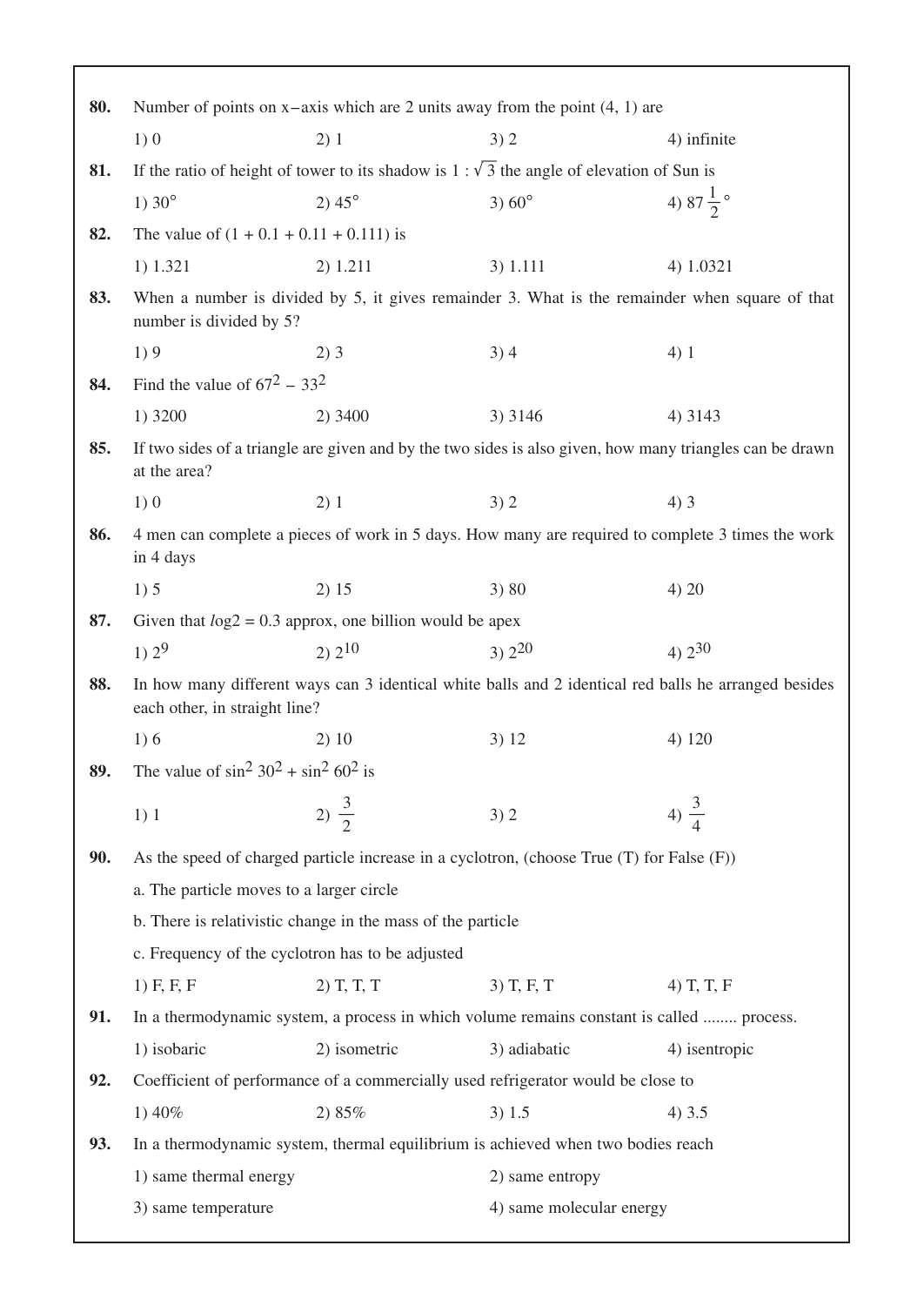**80.** Number of points on x–axis which are 2 units away from the point (4, 1) are

1) 0 2) 1 3) 2 4) infinite

**81.** If the ratio of height of tower to its shadow is $1 : \sqrt{3}$ the angle of elevation of Sun is

1) $30°$ 2) $45°$ 3) $60°$ 4) $87\frac{1}{2}°$

**82.** The value of (1 + 0.1 + 0.11 + 0.111) is

1) 1.321 2) 1.211 3) 1.111 4) 1.0321

**83.** When a number is divided by 5, it gives remainder 3. What is the remainder when square of that number is divided by 5?

1) 9 2) 3 3) 4 4) 1

**84.** Find the value of $67^2 - 33^2$

1) 3200 2) 3400 3) 3146 4) 3143

**85.** If two sides of a triangle are given and by the two sides is also given, how many triangles can be drawn at the area?

1) 0 2) 1 3) 2 4) 3

**86.** 4 men can complete a pieces of work in 5 days. How many are required to complete 3 times the work in 4 days

1) 5 2) 15 3) 80 4) 20

**87.** Given that $\log 2 = 0.3$ approx, one billion would be apex

1) $2^9$ 2) $2^{10}$ 3) $2^{20}$ 4) $2^{30}$

**88.** In how many different ways can 3 identical white balls and 2 identical red balls he arranged besides each other, in straight line?

1) 6 2) 10 3) 12 4) 120

**89.** The value of $\sin^2 30^2 + \sin^2 60^2$ is

1) 1 2) $\frac{3}{2}$ 3) 2 4) $\frac{3}{4}$

**90.** As the speed of charged particle increase in a cyclotron, (choose True (T) for False (F))

a. The particle moves to a larger circle

b. There is relativistic change in the mass of the particle

c. Frequency of the cyclotron has to be adjusted

1) F, F, F 2) T, T, T 3) T, F, T 4) T, T, F

**91.** In a thermodynamic system, a process in which volume remains constant is called ........ process.

1) isobaric 2) isometric 3) adiabatic 4) isentropic

**92.** Coefficient of performance of a commercially used refrigerator would be close to

1) 40% 2) 85% 3) 1.5 4) 3.5

**93.** In a thermodynamic system, thermal equilibrium is achieved when two bodies reach

1) same thermal energy 2) same entropy

3) same temperature 4) same molecular energy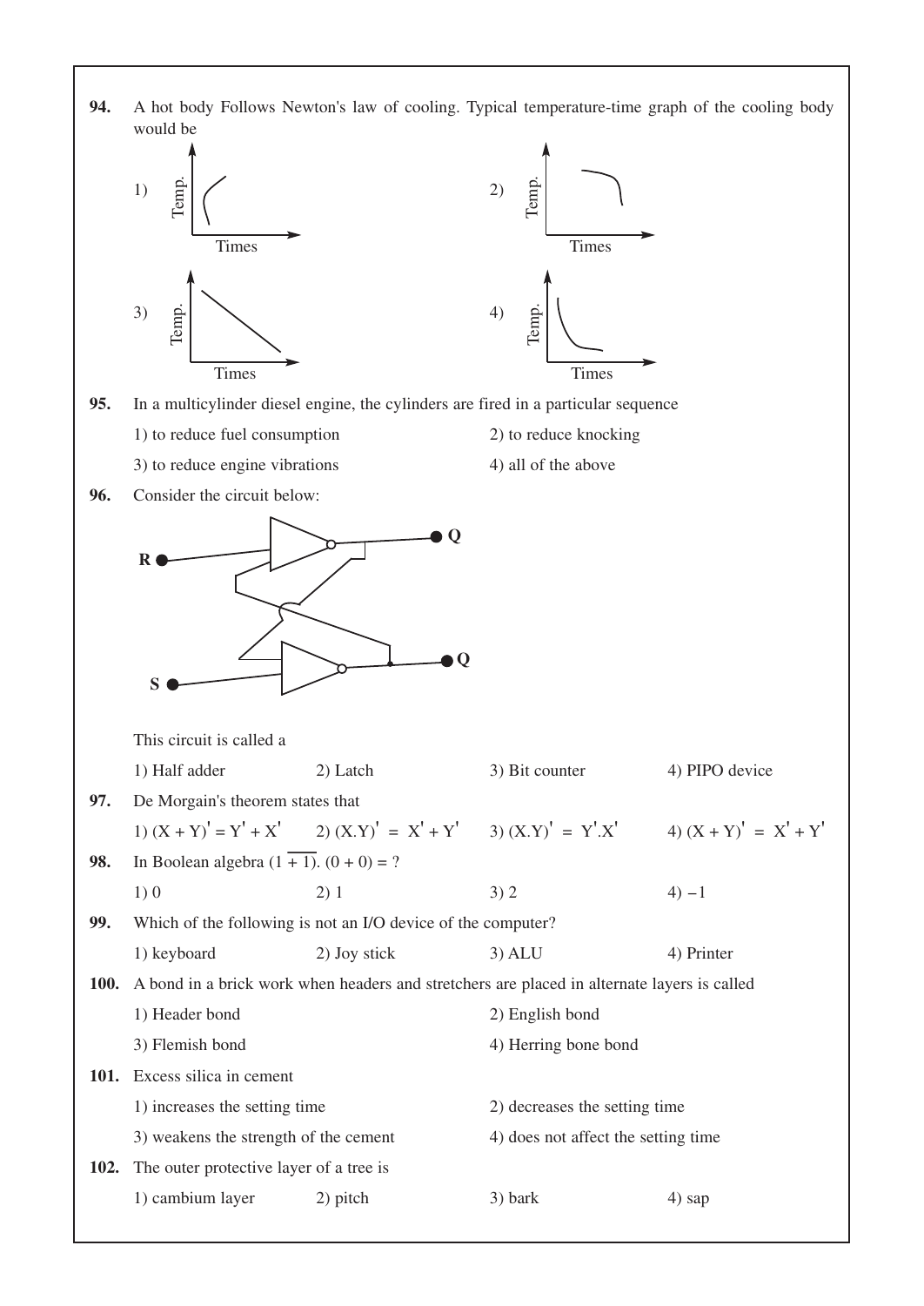**94.** A hot body Follows Newton's law of cooling. Typical temperature-time graph of the cooling body would be

1) Temp. / Times

2) Temp. / Times

3) Temp. / Times

4) Temp. / Times

**95.** In a multicylinder diesel engine, the cylinders are fired in a particular sequence

1) to reduce fuel consumption
2) to reduce knocking
3) to reduce engine vibrations
4) all of the above

**96.** Consider the circuit below:

R, S, Q, Q

This circuit is called a

1) Half adder
2) Latch
3) Bit counter
4) PIPO device

**97.** De Morgain's theorem states that

1) $(X + Y)' = Y' + X'$
2) $(X.Y)' = X' + Y'$
3) $(X.Y)' = Y'.X'$
4) $(X + Y)' = X' + Y'$

**98.** In Boolean algebra $(\overline{1 + 1}).(0 + 0) = ?$

1) 0
2) 1
3) 2
4) –1

**99.** Which of the following is not an I/O device of the computer?

1) keyboard
2) Joy stick
3) ALU
4) Printer

**100.** A bond in a brick work when headers and stretchers are placed in alternate layers is called

1) Header bond
2) English bond
3) Flemish bond
4) Herring bone bond

**101.** Excess silica in cement

1) increases the setting time
2) decreases the setting time
3) weakens the strength of the cement
4) does not affect the setting time

**102.** The outer protective layer of a tree is

1) cambium layer
2) pitch
3) bark
4) sap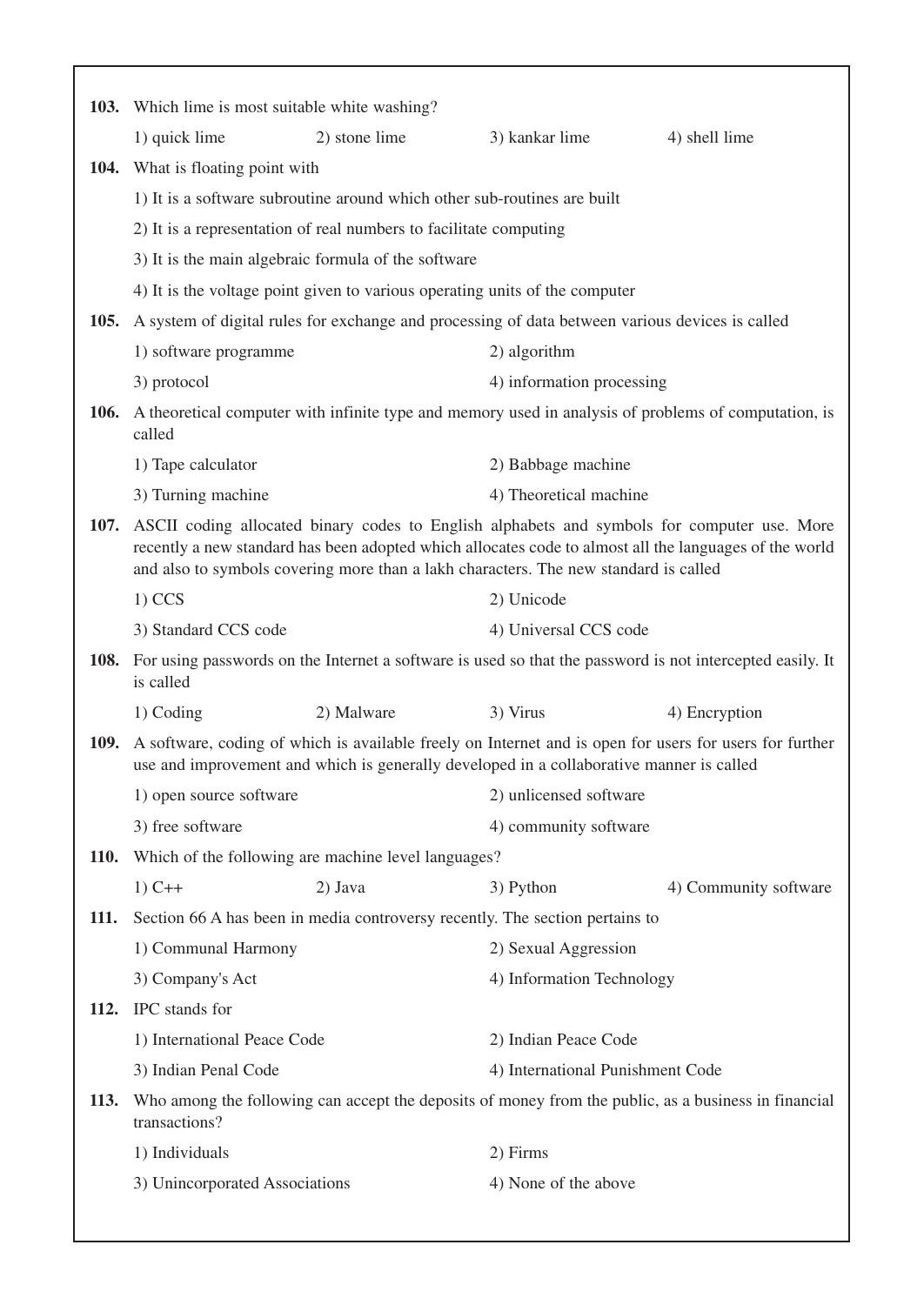**103.** Which lime is most suitable white washing?

1) quick lime  2) stone lime  3) kankar lime  4) shell lime

**104.** What is floating point with

1) It is a software subroutine around which other sub-routines are built

2) It is a representation of real numbers to facilitate computing

3) It is the main algebraic formula of the software

4) It is the voltage point given to various operating units of the computer

**105.** A system of digital rules for exchange and processing of data between various devices is called

1) software programme  2) algorithm

3) protocol  4) information processing

**106.** A theoretical computer with infinite type and memory used in analysis of problems of computation, is called

1) Tape calculator  2) Babbage machine

3) Turning machine  4) Theoretical machine

**107.** ASCII coding allocated binary codes to English alphabets and symbols for computer use. More recently a new standard has been adopted which allocates code to almost all the languages of the world and also to symbols covering more than a lakh characters. The new standard is called

1) CCS  2) Unicode

3) Standard CCS code  4) Universal CCS code

**108.** For using passwords on the Internet a software is used so that the password is not intercepted easily. It is called

1) Coding  2) Malware  3) Virus  4) Encryption

**109.** A software, coding of which is available freely on Internet and is open for users for users for further use and improvement and which is generally developed in a collaborative manner is called

1) open source software  2) unlicensed software

3) free software  4) community software

**110.** Which of the following are machine level languages?

1) C++  2) Java  3) Python  4) Community software

**111.** Section 66 A has been in media controversy recently. The section pertains to

1) Communal Harmony  2) Sexual Aggression

3) Company's Act  4) Information Technology

**112.** IPC stands for

1) International Peace Code  2) Indian Peace Code

3) Indian Penal Code  4) International Punishment Code

**113.** Who among the following can accept the deposits of money from the public, as a business in financial transactions?

1) Individuals  2) Firms

3) Unincorporated Associations  4) None of the above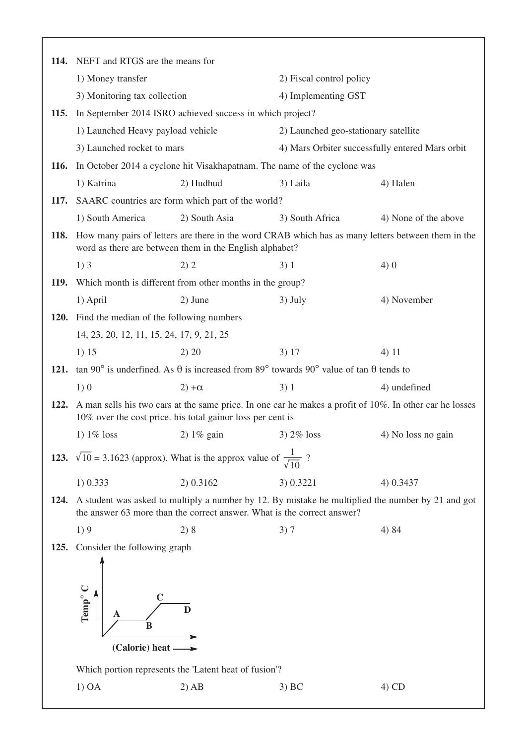**114.** NEFT and RTGS are the means for

1) Money transfer
2) Fiscal control policy
3) Monitoring tax collection
4) Implementing GST

**115.** In September 2014 ISRO achieved success in which project?

1) Launched Heavy payload vehicle
2) Launched geo-stationary satellite
3) Launched rocket to mars
4) Mars Orbiter successfully entered Mars orbit

**116.** In October 2014 a cyclone hit Visakhapatnam. The name of the cyclone was

1) Katrina
2) Hudhud
3) Laila
4) Halen

**117.** SAARC countries are form which part of the world?

1) South America
2) South Asia
3) South Africa
4) None of the above

**118.** How many pairs of letters are there in the word CRAB which has as many letters between them in the word as there are between them in the English alphabet?

1) 3
2) 2
3) 1
4) 0

**119.** Which month is different from other months in the group?

1) April
2) June
3) July
4) November

**120.** Find the median of the following numbers

14, 23, 20, 12, 11, 15, 24, 17, 9, 21, 25

1) 15
2) 20
3) 17
4) 11

**121.** tan 90° is underfined. As θ is increased from 89° towards 90° value of tan θ tends to

1) 0
2) $+\alpha$
3) 1
4) undefined

**122.** A man sells his two cars at the same price. In one car he makes a profit of 10%. In other car he losses 10% over the cost price. his total gainor loss per cent is

1) 1% loss
2) 1% gain
3) 2% loss
4) No loss no gain

**123.** $\sqrt{10} = 3.1623$ (approx). What is the approx value of $\frac{1}{\sqrt{10}}$ ?

1) 0.333
2) 0.3162
3) 0.3221
4) 0.3437

**124.** A student was asked to multiply a number by 12. By mistake he multiplied the number by 21 and got the answer 63 more than the correct answer. What is the correct answer?

1) 9
2) 8
3) 7
4) 84

**125.** Consider the following graph

(Graph: Temp° C on vertical axis, (Calorie) heat on horizontal axis; points O, A, B, C, D)

Which portion represents the 'Latent heat of fusion'?

1) OA
2) AB
3) BC
4) CD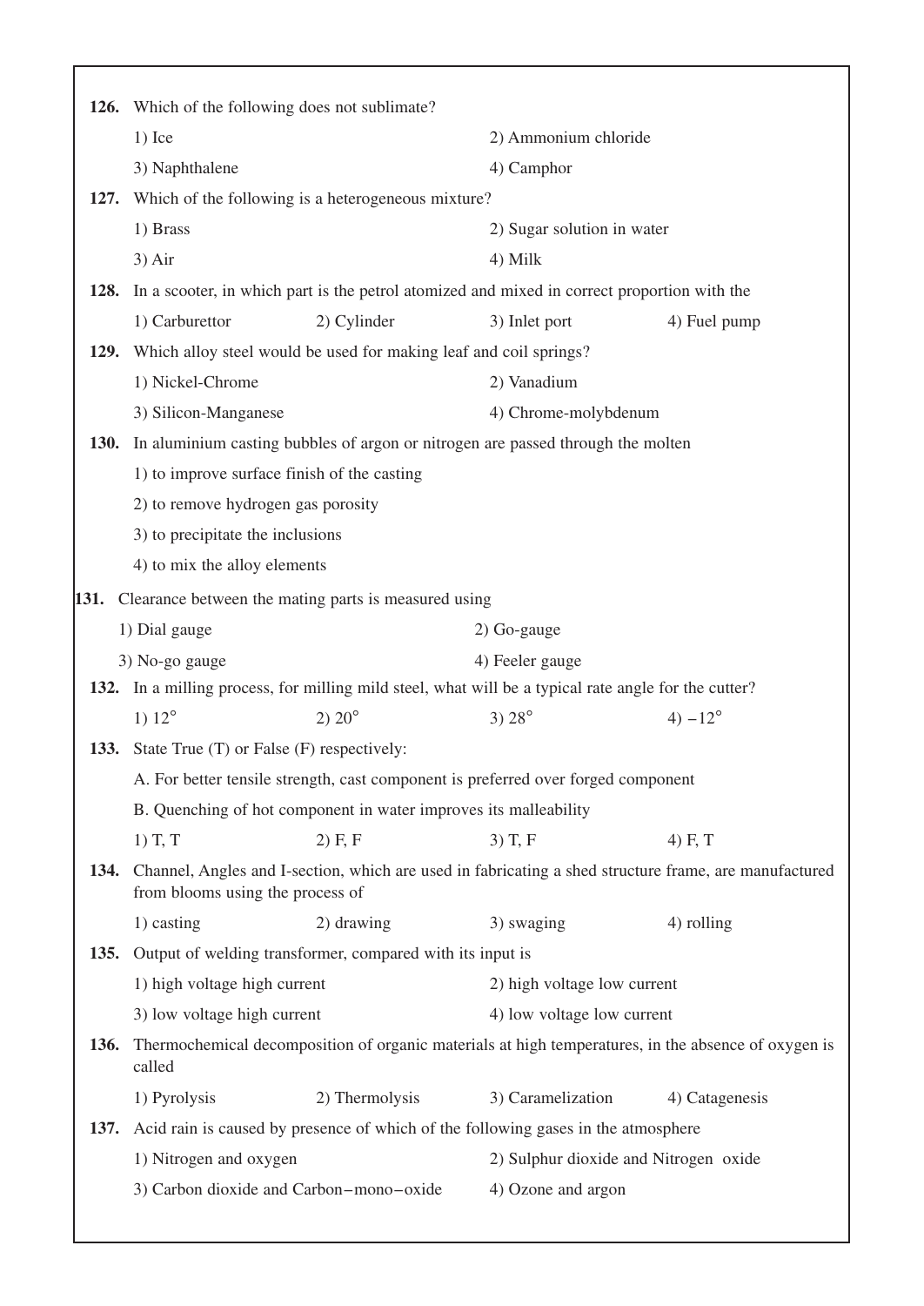**126.** Which of the following does not sublimate?

1) Ice
2) Ammonium chloride
3) Naphthalene
4) Camphor

**127.** Which of the following is a heterogeneous mixture?

1) Brass
2) Sugar solution in water
3) Air
4) Milk

**128.** In a scooter, in which part is the petrol atomized and mixed in correct proportion with the

1) Carburettor
2) Cylinder
3) Inlet port
4) Fuel pump

**129.** Which alloy steel would be used for making leaf and coil springs?

1) Nickel-Chrome
2) Vanadium
3) Silicon-Manganese
4) Chrome-molybdenum

**130.** In aluminium casting bubbles of argon or nitrogen are passed through the molten

1) to improve surface finish of the casting
2) to remove hydrogen gas porosity
3) to precipitate the inclusions
4) to mix the alloy elements

**131.** Clearance between the mating parts is measured using

1) Dial gauge
2) Go-gauge
3) No-go gauge
4) Feeler gauge

**132.** In a milling process, for milling mild steel, what will be a typical rate angle for the cutter?

1) $12^\circ$
2) $20^\circ$
3) $28^\circ$
4) $-12^\circ$

**133.** State True (T) or False (F) respectively:

A. For better tensile strength, cast component is preferred over forged component

B. Quenching of hot component in water improves its malleability

1) T, T
2) F, F
3) T, F
4) F, T

**134.** Channel, Angles and I-section, which are used in fabricating a shed structure frame, are manufactured from blooms using the process of

1) casting
2) drawing
3) swaging
4) rolling

**135.** Output of welding transformer, compared with its input is

1) high voltage high current
2) high voltage low current
3) low voltage high current
4) low voltage low current

**136.** Thermochemical decomposition of organic materials at high temperatures, in the absence of oxygen is called

1) Pyrolysis
2) Thermolysis
3) Caramelization
4) Catagenesis

**137.** Acid rain is caused by presence of which of the following gases in the atmosphere

1) Nitrogen and oxygen
2) Sulphur dioxide and Nitrogen oxide
3) Carbon dioxide and Carbon−mono−oxide
4) Ozone and argon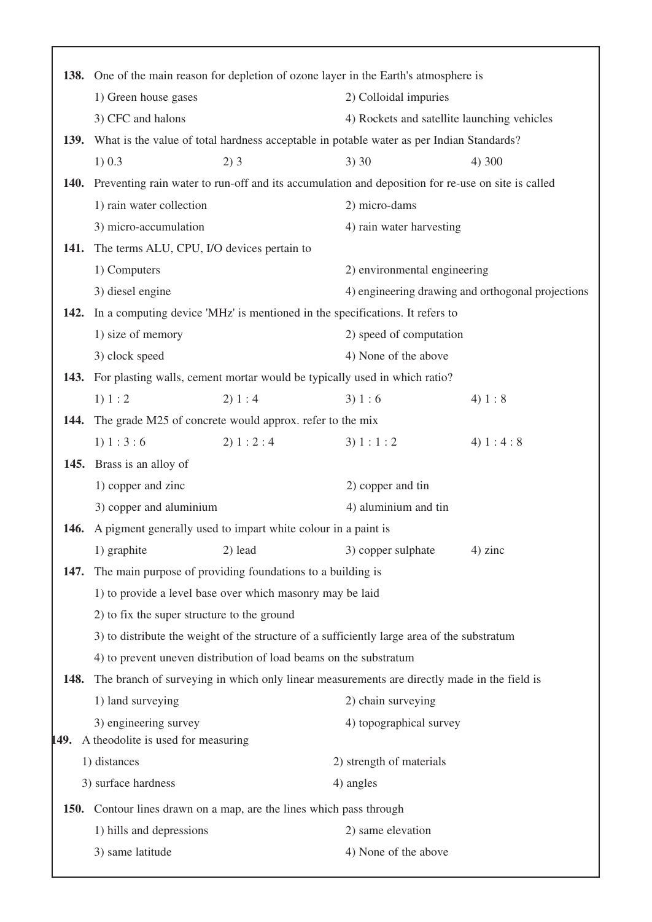**138.** One of the main reason for depletion of ozone layer in the Earth's atmosphere is

1) Green house gases
2) Colloidal impuries
3) CFC and halons
4) Rockets and satellite launching vehicles

**139.** What is the value of total hardness acceptable in potable water as per Indian Standards?

1) 0.3
2) 3
3) 30
4) 300

**140.** Preventing rain water to run-off and its accumulation and deposition for re-use on site is called

1) rain water collection
2) micro-dams
3) micro-accumulation
4) rain water harvesting

**141.** The terms ALU, CPU, I/O devices pertain to

1) Computers
2) environmental engineering
3) diesel engine
4) engineering drawing and orthogonal projections

**142.** In a computing device 'MHz' is mentioned in the specifications. It refers to

1) size of memory
2) speed of computation
3) clock speed
4) None of the above

**143.** For plasting walls, cement mortar would be typically used in which ratio?

1) 1 : 2
2) 1 : 4
3) 1 : 6
4) 1 : 8

**144.** The grade M25 of concrete would approx. refer to the mix

1) 1 : 3 : 6
2) 1 : 2 : 4
3) 1 : 1 : 2
4) 1 : 4 : 8

**145.** Brass is an alloy of

1) copper and zinc
2) copper and tin
3) copper and aluminium
4) aluminium and tin

**146.** A pigment generally used to impart white colour in a paint is

1) graphite
2) lead
3) copper sulphate
4) zinc

**147.** The main purpose of providing foundations to a building is

1) to provide a level base over which masonry may be laid
2) to fix the super structure to the ground
3) to distribute the weight of the structure of a sufficiently large area of the substratum
4) to prevent uneven distribution of load beams on the substratum

**148.** The branch of surveying in which only linear measurements are directly made in the field is

1) land surveying
2) chain surveying
3) engineering survey
4) topographical survey

**149.** A theodolite is used for measuring

1) distances
2) strength of materials
3) surface hardness
4) angles

**150.** Contour lines drawn on a map, are the lines which pass through

1) hills and depressions
2) same elevation
3) same latitude
4) None of the above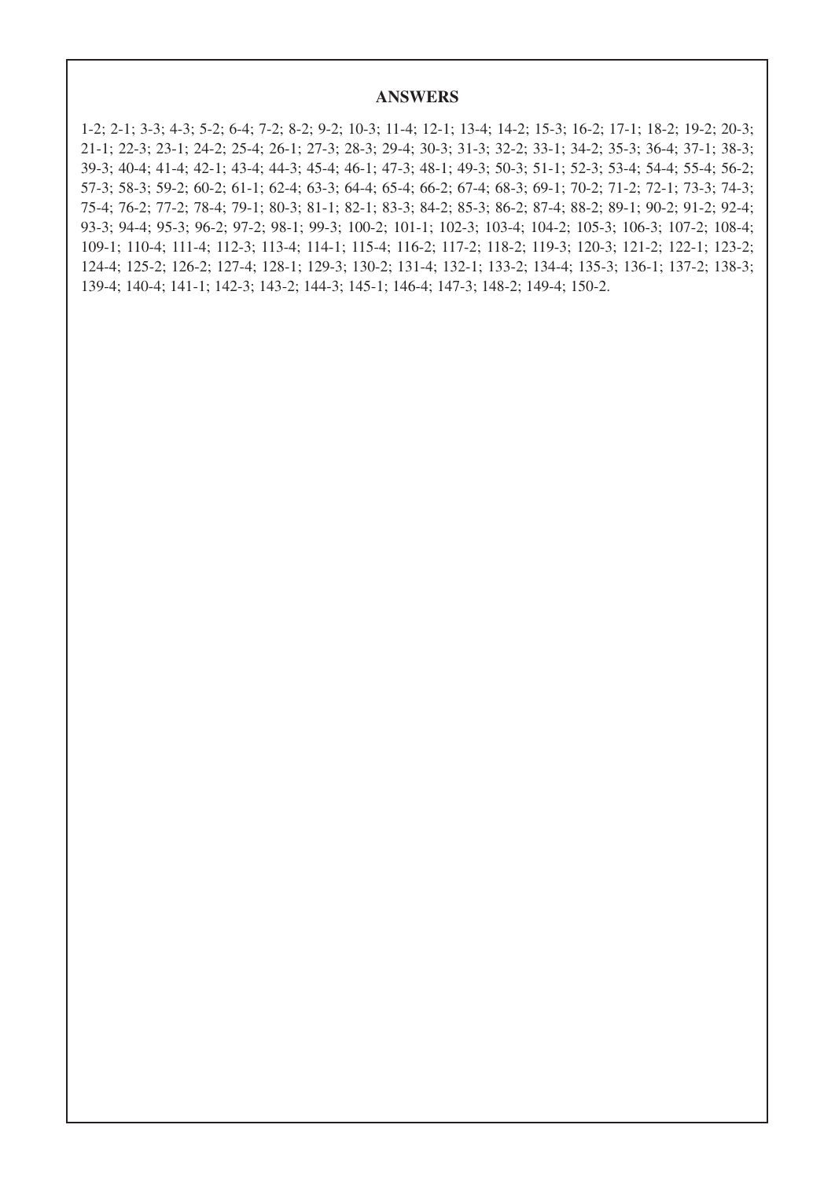**ANSWERS**

1-2; 2-1; 3-3; 4-3; 5-2; 6-4; 7-2; 8-2; 9-2; 10-3; 11-4; 12-1; 13-4; 14-2; 15-3; 16-2; 17-1; 18-2; 19-2; 20-3; 21-1; 22-3; 23-1; 24-2; 25-4; 26-1; 27-3; 28-3; 29-4; 30-3; 31-3; 32-2; 33-1; 34-2; 35-3; 36-4; 37-1; 38-3; 39-3; 40-4; 41-4; 42-1; 43-4; 44-3; 45-4; 46-1; 47-3; 48-1; 49-3; 50-3; 51-1; 52-3; 53-4; 54-4; 55-4; 56-2; 57-3; 58-3; 59-2; 60-2; 61-1; 62-4; 63-3; 64-4; 65-4; 66-2; 67-4; 68-3; 69-1; 70-2; 71-2; 72-1; 73-3; 74-3; 75-4; 76-2; 77-2; 78-4; 79-1; 80-3; 81-1; 82-1; 83-3; 84-2; 85-3; 86-2; 87-4; 88-2; 89-1; 90-2; 91-2; 92-4; 93-3; 94-4; 95-3; 96-2; 97-2; 98-1; 99-3; 100-2; 101-1; 102-3; 103-4; 104-2; 105-3; 106-3; 107-2; 108-4; 109-1; 110-4; 111-4; 112-3; 113-4; 114-1; 115-4; 116-2; 117-2; 118-2; 119-3; 120-3; 121-2; 122-1; 123-2; 124-4; 125-2; 126-2; 127-4; 128-1; 129-3; 130-2; 131-4; 132-1; 133-2; 134-4; 135-3; 136-1; 137-2; 138-3; 139-4; 140-4; 141-1; 142-3; 143-2; 144-3; 145-1; 146-4; 147-3; 148-2; 149-4; 150-2.